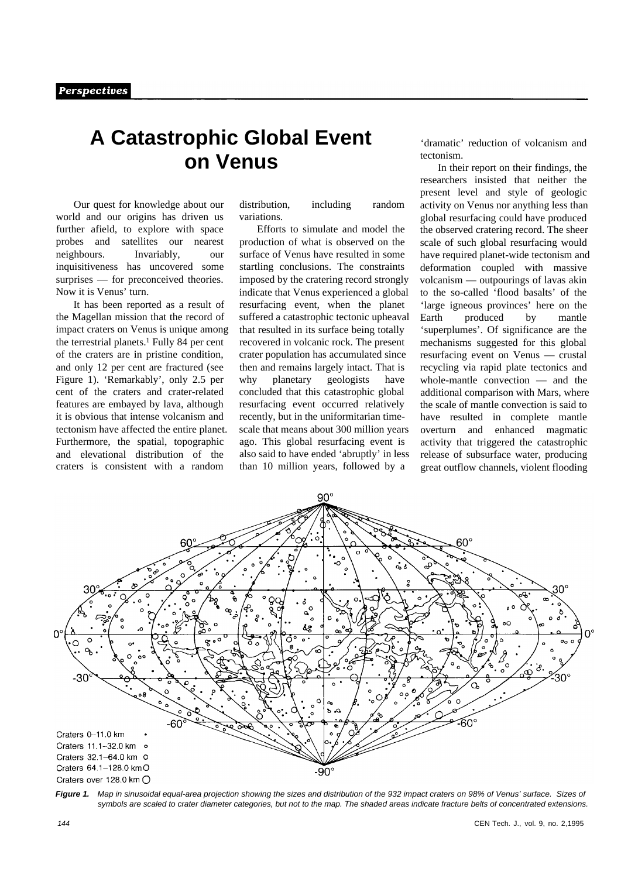Perspectives

# A Catastrophic Global Event on Venus

Our quest for knowledge about our world and our origins has driven us further afield, to explore with space probes and satellites our nearest neighbours. Invariably, our inquisitiveness has uncovered some surprises — for preconceived theories. Now it is Venus' turn.

It has been reported as a result of the Magellan mission that the record of impact craters on Venus is unique among the terrestrial planets.[1] Fully 84 per cent of the craters are in pristine condition, and only 12 per cent are fractured (see Figure 1). 'Remarkably', only 2.5 per cent of the craters and crater-related features are embayed by lava, although it is obvious that intense volcanism and tectonism have affected the entire planet. Furthermore, the spatial, topographic and elevational distribution of the craters is consistent with a random distribution, including random variations.

Efforts to simulate and model the production of what is observed on the surface of Venus have resulted in some startling conclusions. The constraints imposed by the cratering record strongly indicate that Venus experienced a global resurfacing event, when the planet suffered a catastrophic tectonic upheaval that resulted in its surface being totally recovered in volcanic rock. The present crater population has accumulated since then and remains largely intact. That is why planetary geologists have concluded that this catastrophic global resurfacing event occurred relatively recently, but in the uniformitarian time-scale that means about 300 million years ago. This global resurfacing event is also said to have ended 'abruptly' in less than 10 million years, followed by a 'dramatic' reduction of volcanism and tectonism.

In their report on their findings, the researchers insisted that neither the present level and style of geologic activity on Venus nor anything less than global resurfacing could have produced the observed cratering record. The sheer scale of such global resurfacing would have required planet-wide tectonism and deformation coupled with massive volcanism — outpourings of lavas akin to the so-called 'flood basalts' of the 'large igneous provinces' here on the Earth produced by mantle 'superplumes'. Of significance are the mechanisms suggested for this global resurfacing event on Venus — crustal recycling via rapid plate tectonics and whole-mantle convection — and the additional comparison with Mars, where the scale of mantle convection is said to have resulted in complete mantle overturn and enhanced magmatic activity that triggered the catastrophic release of subsurface water, producing great outflow channels, violent flooding

**Figure 1.** *Map in sinusoidal equal-area projection showing the sizes and distribution of the 932 impact craters on 98% of Venus' surface. Sizes of symbols are scaled to crater diameter categories, but not to the map. The shaded areas indicate fracture belts of concentrated extensions.*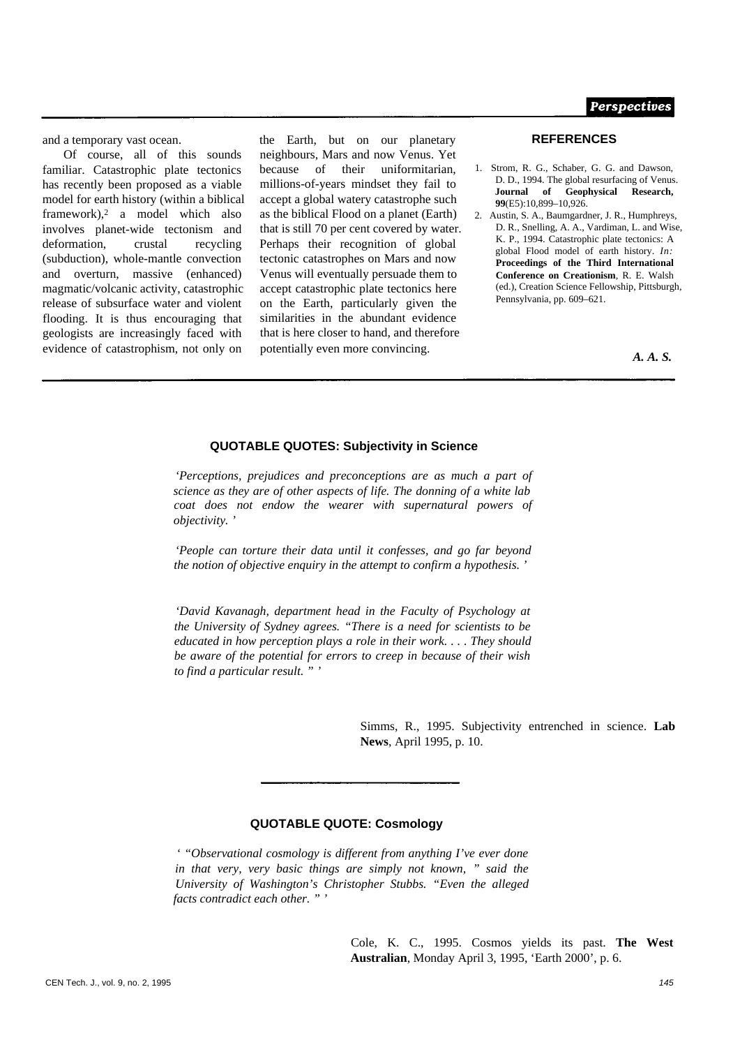and a temporary vast ocean.

Of course, all of this sounds familiar. Catastrophic plate tectonics has recently been proposed as a viable model for earth history (within a biblical framework),[2] a model which also involves planet-wide tectonism and deformation, crustal recycling (subduction), whole-mantle convection and overturn, massive (enhanced) magmatic/volcanic activity, catastrophic release of subsurface water and violent flooding. It is thus encouraging that geologists are increasingly faced with evidence of catastrophism, not only on the Earth, but on our planetary neighbours, Mars and now Venus. Yet because of their uniformitarian, millions-of-years mindset they fail to accept a global watery catastrophe such as the biblical Flood on a planet (Earth) that is still 70 per cent covered by water. Perhaps their recognition of global tectonic catastrophes on Mars and now Venus will eventually persuade them to accept catastrophic plate tectonics here on the Earth, particularly given the similarities in the abundant evidence that is here closer to hand, and therefore potentially even more convincing.

### REFERENCES

1. Strom, R. G., Schaber, G. G. and Dawson, D. D., 1994. The global resurfacing of Venus. **Journal of Geophysical Research, 99**(E5):10,899–10,926.
2. Austin, S. A., Baumgardner, J. R., Humphreys, D. R., Snelling, A. A., Vardiman, L. and Wise, K. P., 1994. Catastrophic plate tectonics: A global Flood model of earth history. *In:* **Proceedings of the Third International Conference on Creationism**, R. E. Walsh (ed.), Creation Science Fellowship, Pittsburgh, Pennsylvania, pp. 609–621.

***A. A. S.***

---

### QUOTABLE QUOTES: Subjectivity in Science

*'Perceptions, prejudices and preconceptions are as much a part of science as they are of other aspects of life. The donning of a white lab coat does not endow the wearer with supernatural powers of objectivity.'*

*'People can torture their data until it confesses, and go far beyond the notion of objective enquiry in the attempt to confirm a hypothesis.'*

*'David Kavanagh, department head in the Faculty of Psychology at the University of Sydney agrees. "There is a need for scientists to be educated in how perception plays a role in their work. . . . They should be aware of the potential for errors to creep in because of their wish to find a particular result."'*

Simms, R., 1995. Subjectivity entrenched in science. **Lab News**, April 1995, p. 10.

---

### QUOTABLE QUOTE: Cosmology

*'"Observational cosmology is different from anything I've ever done in that very, very basic things are simply not known," said the University of Washington's Christopher Stubbs. "Even the alleged facts contradict each other."'*

Cole, K. C., 1995. Cosmos yields its past. **The West Australian**, Monday April 3, 1995, 'Earth 2000', p. 6.